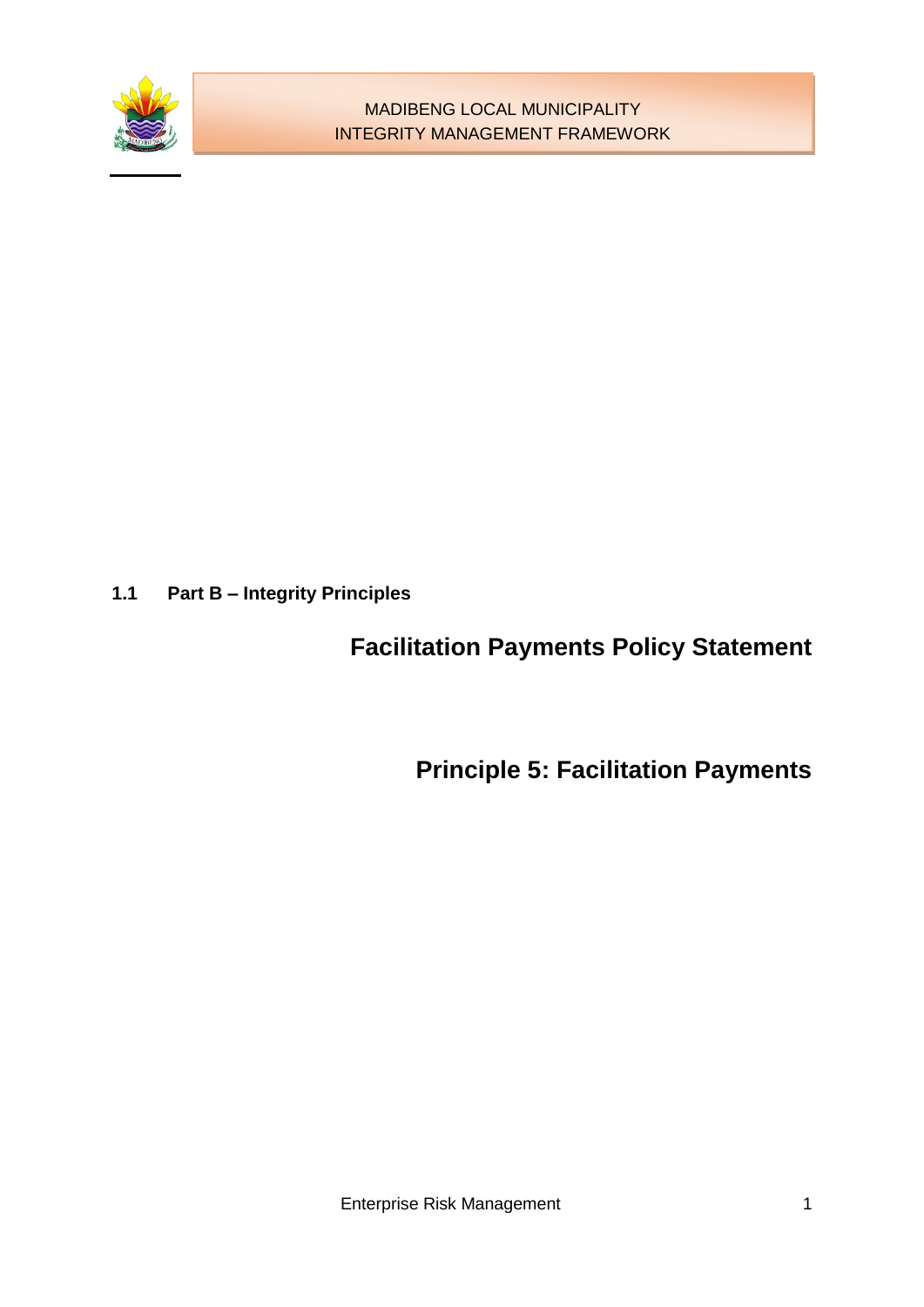## 1.1 Part B – Integrity Principles

# Facilitation Payments Policy Statement

# Principle 5: Facilitation Payments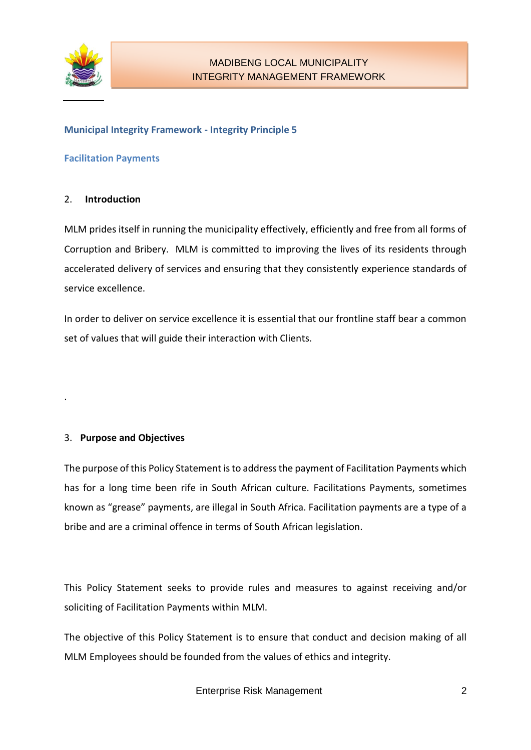**Municipal Integrity Framework - Integrity Principle 5**

**Facilitation Payments**

## 2. Introduction

MLM prides itself in running the municipality effectively, efficiently and free from all forms of Corruption and Bribery. MLM is committed to improving the lives of its residents through accelerated delivery of services and ensuring that they consistently experience standards of service excellence.

In order to deliver on service excellence it is essential that our frontline staff bear a common set of values that will guide their interaction with Clients.

.

## 3. Purpose and Objectives

The purpose of this Policy Statement is to address the payment of Facilitation Payments which has for a long time been rife in South African culture. Facilitations Payments, sometimes known as "grease" payments, are illegal in South Africa. Facilitation payments are a type of a bribe and are a criminal offence in terms of South African legislation.

This Policy Statement seeks to provide rules and measures to against receiving and/or soliciting of Facilitation Payments within MLM.

The objective of this Policy Statement is to ensure that conduct and decision making of all MLM Employees should be founded from the values of ethics and integrity.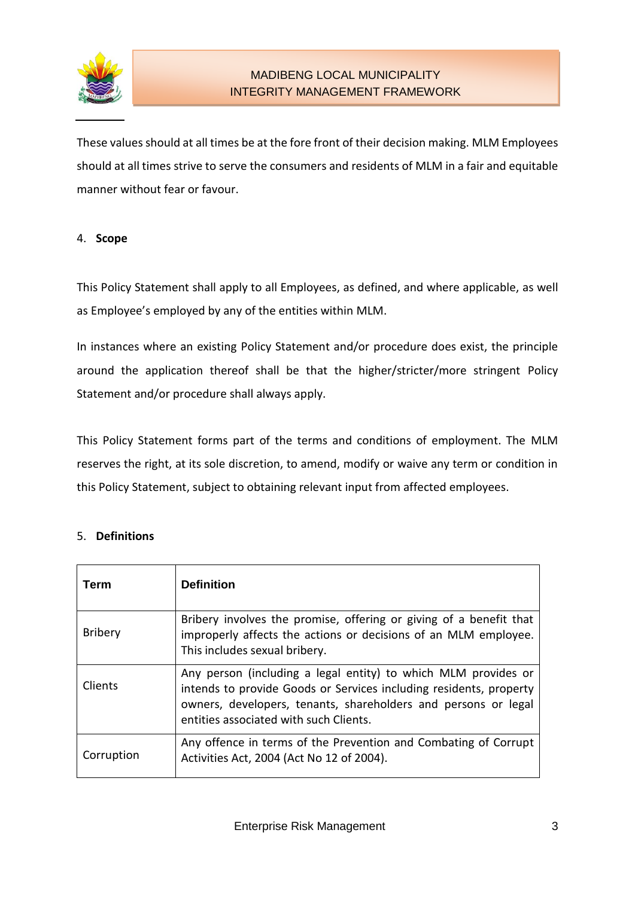These values should at all times be at the fore front of their decision making. MLM Employees should at all times strive to serve the consumers and residents of MLM in a fair and equitable manner without fear or favour.

## 4. **Scope**

This Policy Statement shall apply to all Employees, as defined, and where applicable, as well as Employee's employed by any of the entities within MLM.

In instances where an existing Policy Statement and/or procedure does exist, the principle around the application thereof shall be that the higher/stricter/more stringent Policy Statement and/or procedure shall always apply.

This Policy Statement forms part of the terms and conditions of employment. The MLM reserves the right, at its sole discretion, to amend, modify or waive any term or condition in this Policy Statement, subject to obtaining relevant input from affected employees.

## 5. **Definitions**

| **Term** | **Definition** |
|---|---|
| Bribery | Bribery involves the promise, offering or giving of a benefit that improperly affects the actions or decisions of an MLM employee. This includes sexual bribery. |
| Clients | Any person (including a legal entity) to which MLM provides or intends to provide Goods or Services including residents, property owners, developers, tenants, shareholders and persons or legal entities associated with such Clients. |
| Corruption | Any offence in terms of the Prevention and Combating of Corrupt Activities Act, 2004 (Act No 12 of 2004). |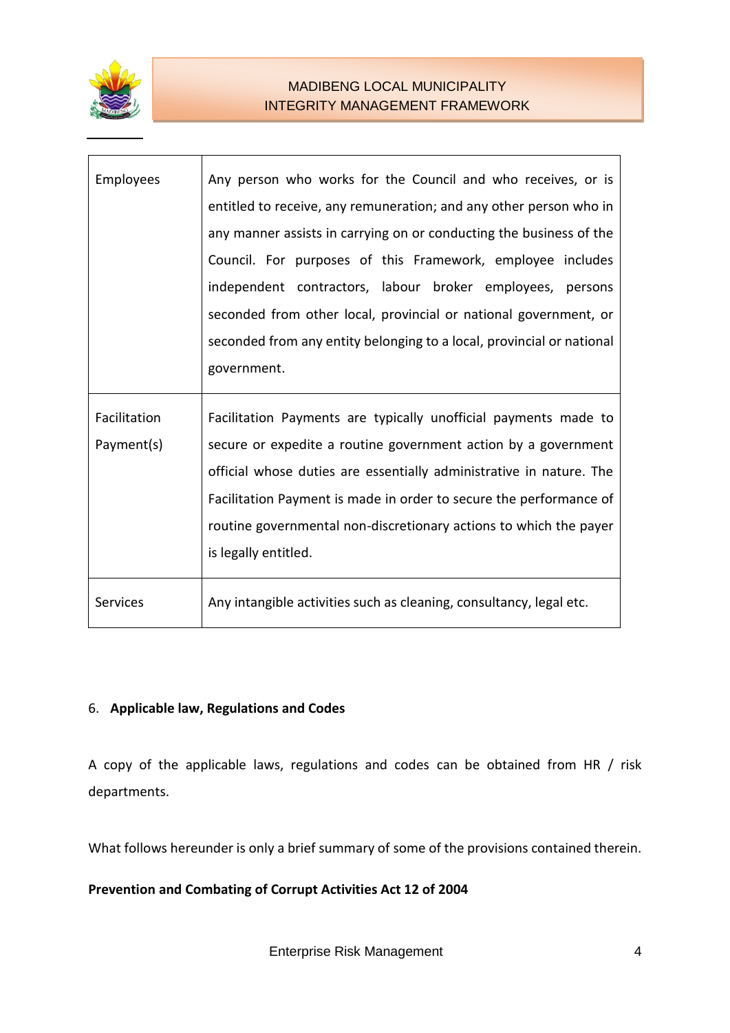| | |
|---|---|
| Employees | Any person who works for the Council and who receives, or is entitled to receive, any remuneration; and any other person who in any manner assists in carrying on or conducting the business of the Council. For purposes of this Framework, employee includes independent contractors, labour broker employees, persons seconded from other local, provincial or national government, or seconded from any entity belonging to a local, provincial or national government. |
| Facilitation Payment(s) | Facilitation Payments are typically unofficial payments made to secure or expedite a routine government action by a government official whose duties are essentially administrative in nature. The Facilitation Payment is made in order to secure the performance of routine governmental non-discretionary actions to which the payer is legally entitled. |
| Services | Any intangible activities such as cleaning, consultancy, legal etc. |

## 6. **Applicable law, Regulations and Codes**

A copy of the applicable laws, regulations and codes can be obtained from HR / risk departments.

What follows hereunder is only a brief summary of some of the provisions contained therein.

**Prevention and Combating of Corrupt Activities Act 12 of 2004**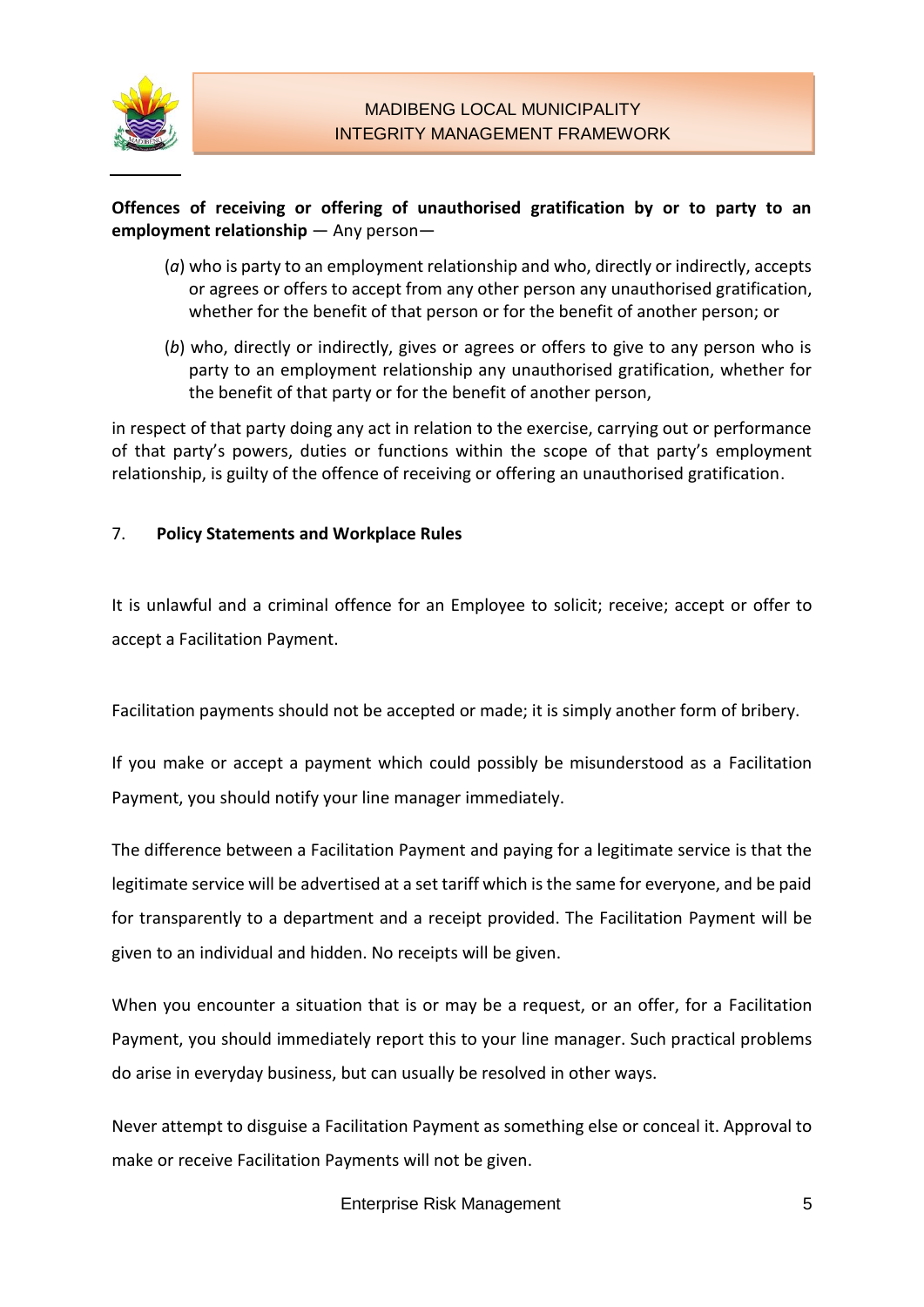**Offences of receiving or offering of unauthorised gratification by or to party to an employment relationship** — Any person—

(*a*) who is party to an employment relationship and who, directly or indirectly, accepts or agrees or offers to accept from any other person any unauthorised gratification, whether for the benefit of that person or for the benefit of another person; or

(*b*) who, directly or indirectly, gives or agrees or offers to give to any person who is party to an employment relationship any unauthorised gratification, whether for the benefit of that party or for the benefit of another person,

in respect of that party doing any act in relation to the exercise, carrying out or performance of that party's powers, duties or functions within the scope of that party's employment relationship, is guilty of the offence of receiving or offering an unauthorised gratification.

## 7. Policy Statements and Workplace Rules

It is unlawful and a criminal offence for an Employee to solicit; receive; accept or offer to accept a Facilitation Payment.

Facilitation payments should not be accepted or made; it is simply another form of bribery.

If you make or accept a payment which could possibly be misunderstood as a Facilitation Payment, you should notify your line manager immediately.

The difference between a Facilitation Payment and paying for a legitimate service is that the legitimate service will be advertised at a set tariff which is the same for everyone, and be paid for transparently to a department and a receipt provided. The Facilitation Payment will be given to an individual and hidden. No receipts will be given.

When you encounter a situation that is or may be a request, or an offer, for a Facilitation Payment, you should immediately report this to your line manager. Such practical problems do arise in everyday business, but can usually be resolved in other ways.

Never attempt to disguise a Facilitation Payment as something else or conceal it. Approval to make or receive Facilitation Payments will not be given.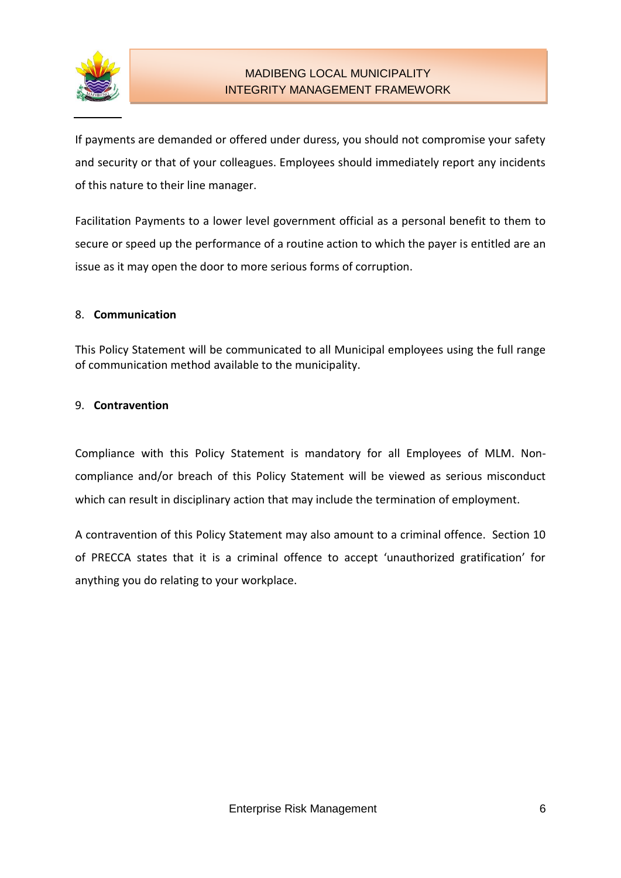If payments are demanded or offered under duress, you should not compromise your safety and security or that of your colleagues. Employees should immediately report any incidents of this nature to their line manager.

Facilitation Payments to a lower level government official as a personal benefit to them to secure or speed up the performance of a routine action to which the payer is entitled are an issue as it may open the door to more serious forms of corruption.

## 8. Communication

This Policy Statement will be communicated to all Municipal employees using the full range of communication method available to the municipality.

## 9. Contravention

Compliance with this Policy Statement is mandatory for all Employees of MLM. Non-compliance and/or breach of this Policy Statement will be viewed as serious misconduct which can result in disciplinary action that may include the termination of employment.

A contravention of this Policy Statement may also amount to a criminal offence. Section 10 of PRECCA states that it is a criminal offence to accept 'unauthorized gratification' for anything you do relating to your workplace.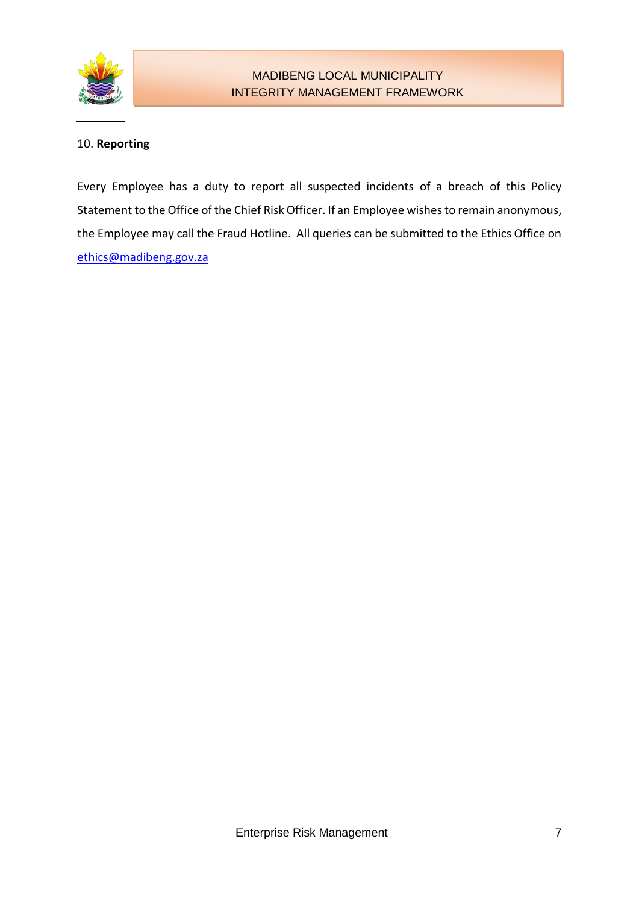## 10. **Reporting**

Every Employee has a duty to report all suspected incidents of a breach of this Policy Statement to the Office of the Chief Risk Officer. If an Employee wishes to remain anonymous, the Employee may call the Fraud Hotline. All queries can be submitted to the Ethics Office on [ethics@madibeng.gov.za](mailto:ethics@madibeng.gov.za)